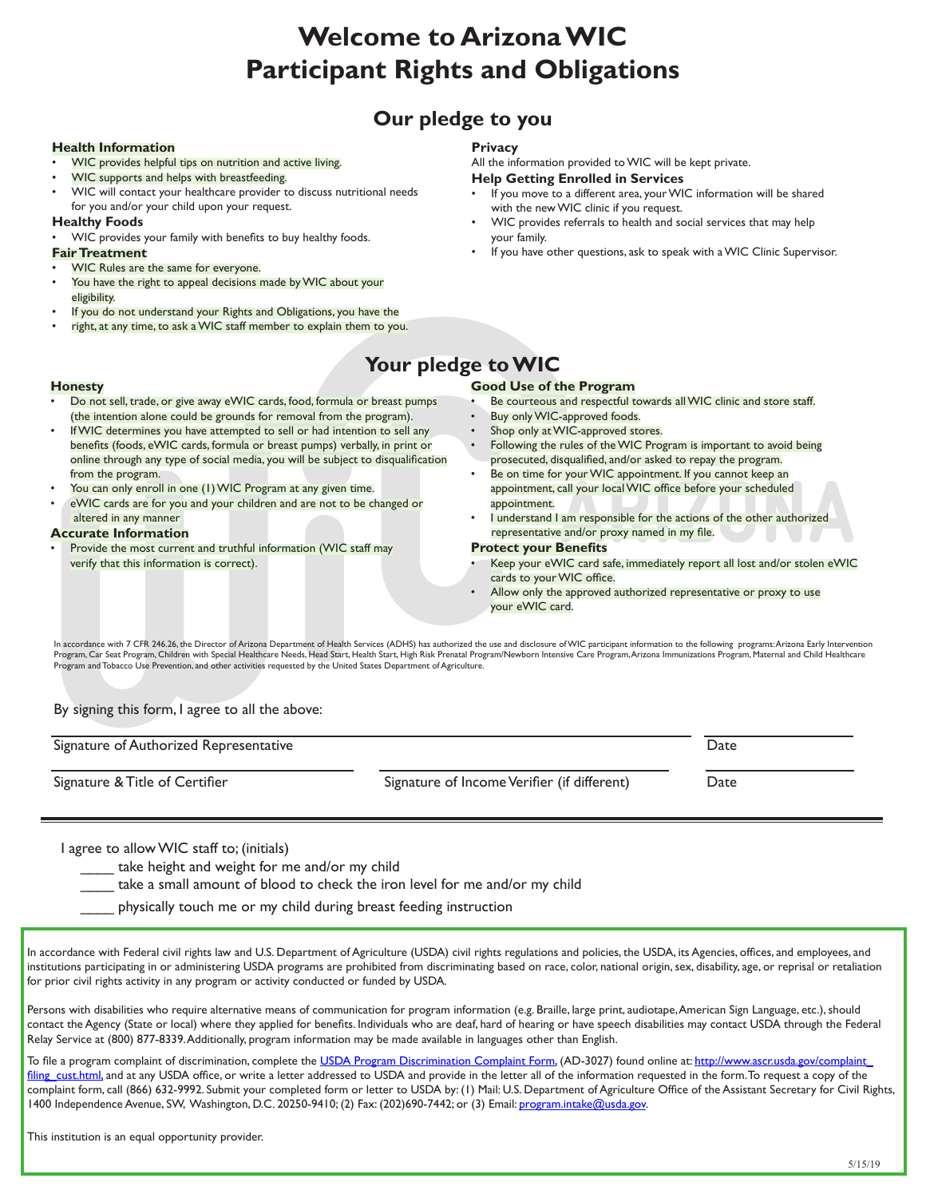# Welcome to Arizona WIC
# Participant Rights and Obligations

## Our pledge to you

### Health Information

- WIC provides helpful tips on nutrition and active living.
- WIC supports and helps with breastfeeding.
- WIC will contact your healthcare provider to discuss nutritional needs for you and/or your child upon your request.

### Healthy Foods

- WIC provides your family with benefits to buy healthy foods.

### Fair Treatment

- WIC Rules are the same for everyone.
- You have the right to appeal decisions made by WIC about your eligibility.
- If you do not understand your Rights and Obligations, you have the
- right, at any time, to ask a WIC staff member to explain them to you.

### Privacy

All the information provided to WIC will be kept private.

### Help Getting Enrolled in Services

- If you move to a different area, your WIC information will be shared with the new WIC clinic if you request.
- WIC provides referrals to health and social services that may help your family.
- If you have other questions, ask to speak with a WIC Clinic Supervisor.

## Your pledge to WIC

### Honesty

- Do not sell, trade, or give away eWIC cards, food, formula or breast pumps (the intention alone could be grounds for removal from the program).
- If WIC determines you have attempted to sell or had intention to sell any benefits (foods, eWIC cards, formula or breast pumps) verbally, in print or online through any type of social media, you will be subject to disqualification from the program.
- You can only enroll in one (1) WIC Program at any given time.
- eWIC cards are for you and your children and are not to be changed or altered in any manner

### Accurate Information

- Provide the most current and truthful information (WIC staff may verify that this information is correct).

### Good Use of the Program

- Be courteous and respectful towards all WIC clinic and store staff.
- Buy only WIC-approved foods.
- Shop only at WIC-approved stores.
- Following the rules of the WIC Program is important to avoid being prosecuted, disqualified, and/or asked to repay the program.
- Be on time for your WIC appointment. If you cannot keep an appointment, call your local WIC office before your scheduled appointment.
- I understand I am responsible for the actions of the other authorized representative and/or proxy named in my file.

### Protect your Benefits

- Keep your eWIC card safe, immediately report all lost and/or stolen eWIC cards to your WIC office.
- Allow only the approved authorized representative or proxy to use your eWIC card.

In accordance with 7 CFR 246.26, the Director of Arizona Department of Health Services (ADHS) has authorized the use and disclosure of WIC participant information to the following programs: Arizona Early Intervention Program, Car Seat Program, Children with Special Healthcare Needs, Head Start, Health Start, High Risk Prenatal Program/Newborn Intensive Care Program, Arizona Immunizations Program, Maternal and Child Healthcare Program and Tobacco Use Prevention, and other activities requested by the United States Department of Agriculture.

By signing this form, I agree to all the above:

Signature of Authorized Representative ____________________ Date __________

Signature & Title of Certifier ____________________ Signature of Income Verifier (if different) ____________________ Date __________

---

I agree to allow WIC staff to; (initials)

_____ take height and weight for me and/or my child

_____ take a small amount of blood to check the iron level for me and/or my child

_____ physically touch me or my child during breast feeding instruction

In accordance with Federal civil rights law and U.S. Department of Agriculture (USDA) civil rights regulations and policies, the USDA, its Agencies, offices, and employees, and institutions participating in or administering USDA programs are prohibited from discriminating based on race, color, national origin, sex, disability, age, or reprisal or retaliation for prior civil rights activity in any program or activity conducted or funded by USDA.

Persons with disabilities who require alternative means of communication for program information (e.g. Braille, large print, audiotape, American Sign Language, etc.), should contact the Agency (State or local) where they applied for benefits. Individuals who are deaf, hard of hearing or have speech disabilities may contact USDA through the Federal Relay Service at (800) 877-8339. Additionally, program information may be made available in languages other than English.

To file a program complaint of discrimination, complete the USDA Program Discrimination Complaint Form, (AD-3027) found online at: http://www.ascr.usda.gov/complaint_filing_cust.html, and at any USDA office, or write a letter addressed to USDA and provide in the letter all of the information requested in the form. To request a copy of the complaint form, call (866) 632-9992. Submit your completed form or letter to USDA by: (1) Mail: U.S. Department of Agriculture Office of the Assistant Secretary for Civil Rights, 1400 Independence Avenue, SW, Washington, D.C. 20250-9410; (2) Fax: (202)690-7442; or (3) Email: program.intake@usda.gov.

This institution is an equal opportunity provider.

5/15/19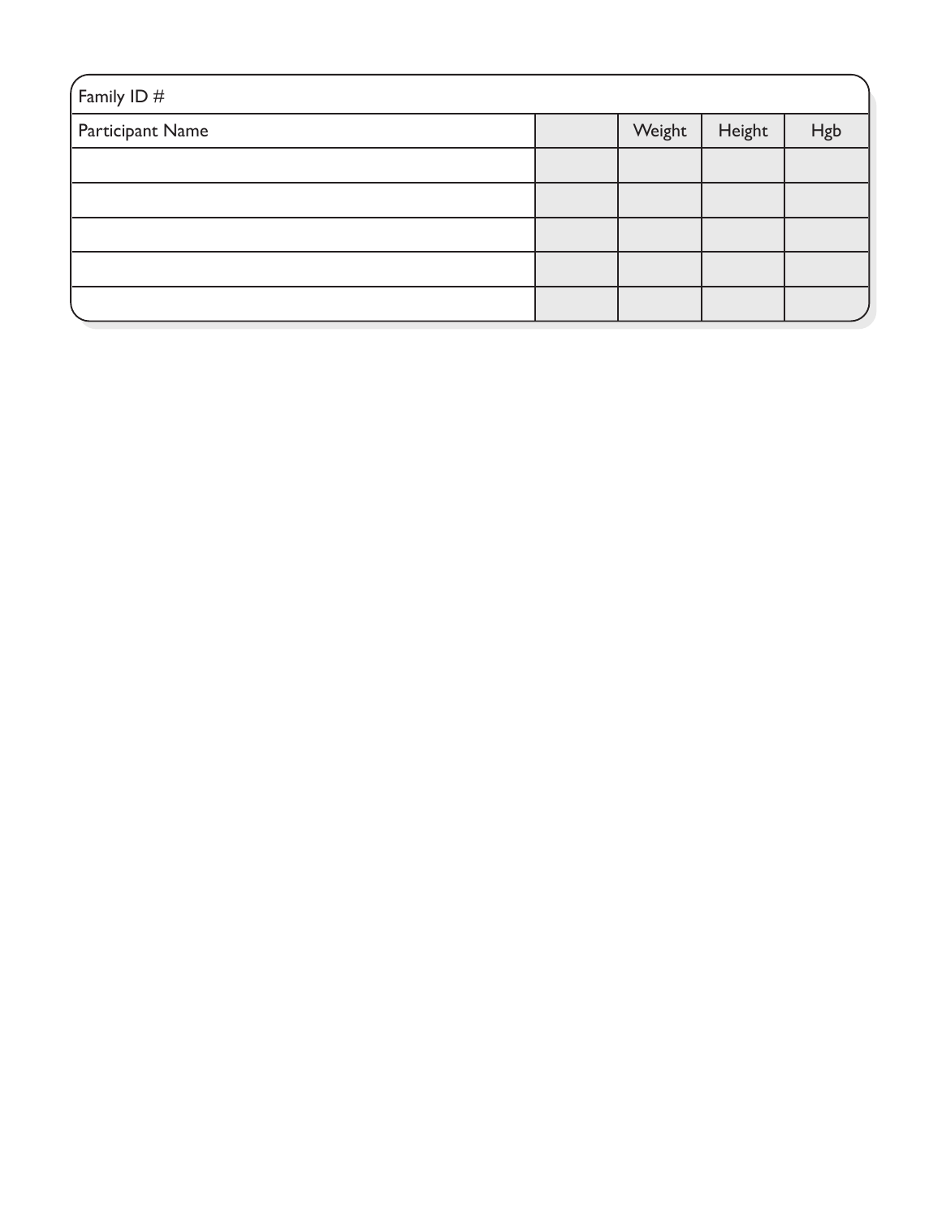Family ID #

| Participant Name | | Weight | Height | Hgb |
| --- | --- | --- | --- | --- |
| | | | | |
| | | | | |
| | | | | |
| | | | | |
| | | | | |